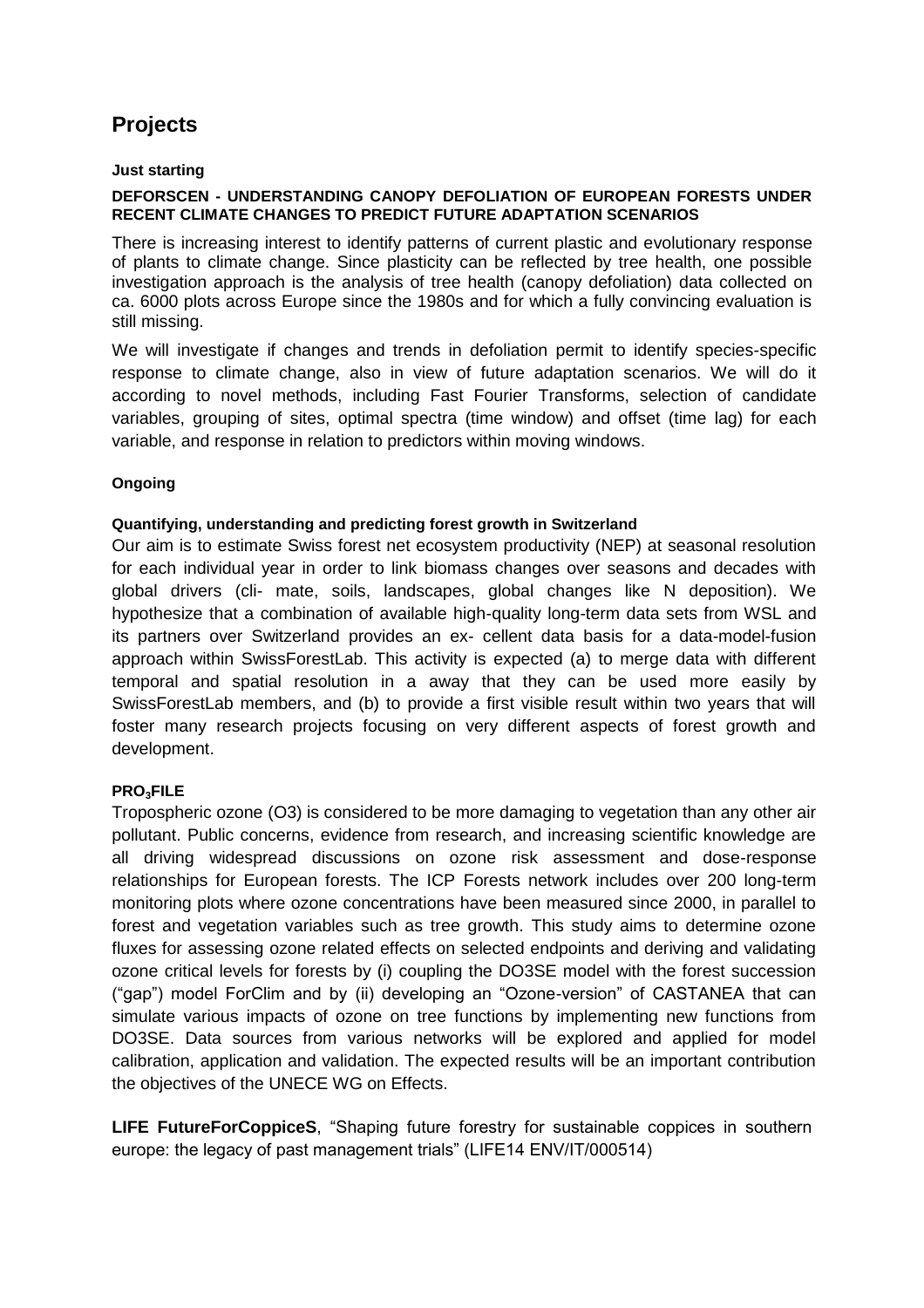# Projects

**Just starting**

**DEFORSCEN - UNDERSTANDING CANOPY DEFOLIATION OF EUROPEAN FORESTS UNDER RECENT CLIMATE CHANGES TO PREDICT FUTURE ADAPTATION SCENARIOS**

There is increasing interest to identify patterns of current plastic and evolutionary response of plants to climate change. Since plasticity can be reflected by tree health, one possible investigation approach is the analysis of tree health (canopy defoliation) data collected on ca. 6000 plots across Europe since the 1980s and for which a fully convincing evaluation is still missing.

We will investigate if changes and trends in defoliation permit to identify species-specific response to climate change, also in view of future adaptation scenarios. We will do it according to novel methods, including Fast Fourier Transforms, selection of candidate variables, grouping of sites, optimal spectra (time window) and offset (time lag) for each variable, and response in relation to predictors within moving windows.

**Ongoing**

**Quantifying, understanding and predicting forest growth in Switzerland**

Our aim is to estimate Swiss forest net ecosystem productivity (NEP) at seasonal resolution for each individual year in order to link biomass changes over seasons and decades with global drivers (cli- mate, soils, landscapes, global changes like N deposition). We hypothesize that a combination of available high-quality long-term data sets from WSL and its partners over Switzerland provides an ex- cellent data basis for a data-model-fusion approach within SwissForestLab. This activity is expected (a) to merge data with different temporal and spatial resolution in a away that they can be used more easily by SwissForestLab members, and (b) to provide a first visible result within two years that will foster many research projects focusing on very different aspects of forest growth and development.

**PRO$_3$FILE**

Tropospheric ozone (O3) is considered to be more damaging to vegetation than any other air pollutant. Public concerns, evidence from research, and increasing scientific knowledge are all driving widespread discussions on ozone risk assessment and dose-response relationships for European forests. The ICP Forests network includes over 200 long-term monitoring plots where ozone concentrations have been measured since 2000, in parallel to forest and vegetation variables such as tree growth. This study aims to determine ozone fluxes for assessing ozone related effects on selected endpoints and deriving and validating ozone critical levels for forests by (i) coupling the DO3SE model with the forest succession ("gap") model ForClim and by (ii) developing an "Ozone-version" of CASTANEA that can simulate various impacts of ozone on tree functions by implementing new functions from DO3SE. Data sources from various networks will be explored and applied for model calibration, application and validation. The expected results will be an important contribution the objectives of the UNECE WG on Effects.

**LIFE FutureForCoppiceS**, "Shaping future forestry for sustainable coppices in southern europe: the legacy of past management trials" (LIFE14 ENV/IT/000514)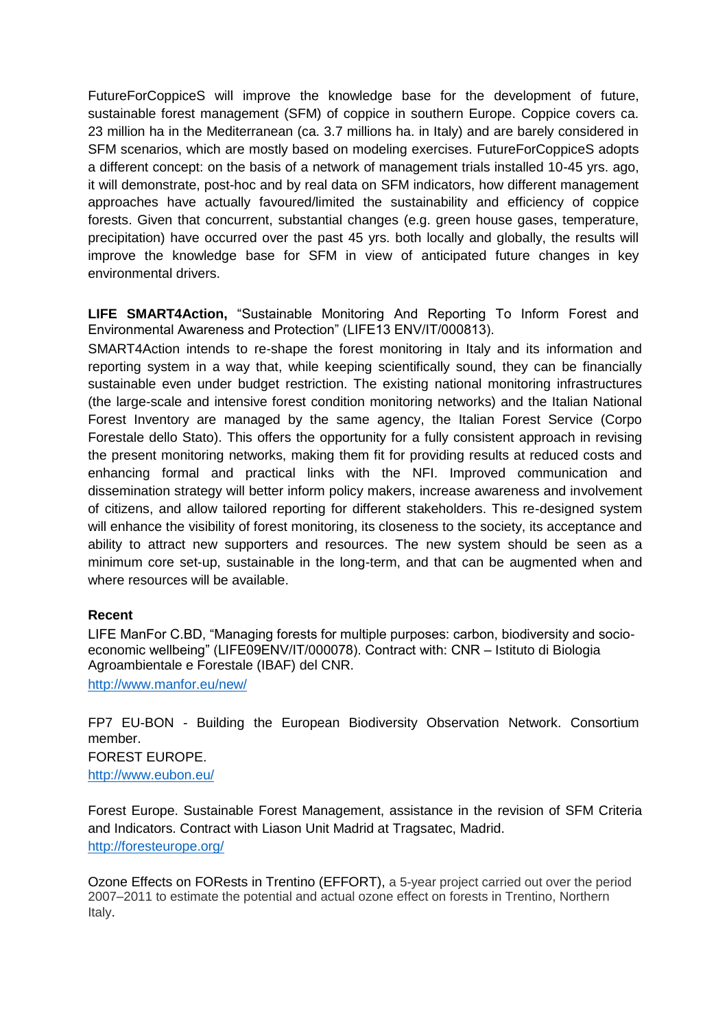FutureForCoppiceS will improve the knowledge base for the development of future, sustainable forest management (SFM) of coppice in southern Europe. Coppice covers ca. 23 million ha in the Mediterranean (ca. 3.7 millions ha. in Italy) and are barely considered in SFM scenarios, which are mostly based on modeling exercises. FutureForCoppiceS adopts a different concept: on the basis of a network of management trials installed 10-45 yrs. ago, it will demonstrate, post-hoc and by real data on SFM indicators, how different management approaches have actually favoured/limited the sustainability and efficiency of coppice forests. Given that concurrent, substantial changes (e.g. green house gases, temperature, precipitation) have occurred over the past 45 yrs. both locally and globally, the results will improve the knowledge base for SFM in view of anticipated future changes in key environmental drivers.

**LIFE SMART4Action,** "Sustainable Monitoring And Reporting To Inform Forest and Environmental Awareness and Protection" (LIFE13 ENV/IT/000813).

SMART4Action intends to re-shape the forest monitoring in Italy and its information and reporting system in a way that, while keeping scientifically sound, they can be financially sustainable even under budget restriction. The existing national monitoring infrastructures (the large-scale and intensive forest condition monitoring networks) and the Italian National Forest Inventory are managed by the same agency, the Italian Forest Service (Corpo Forestale dello Stato). This offers the opportunity for a fully consistent approach in revising the present monitoring networks, making them fit for providing results at reduced costs and enhancing formal and practical links with the NFI. Improved communication and dissemination strategy will better inform policy makers, increase awareness and involvement of citizens, and allow tailored reporting for different stakeholders. This re-designed system will enhance the visibility of forest monitoring, its closeness to the society, its acceptance and ability to attract new supporters and resources. The new system should be seen as a minimum core set-up, sustainable in the long-term, and that can be augmented when and where resources will be available.

**Recent**

LIFE ManFor C.BD, "Managing forests for multiple purposes: carbon, biodiversity and socio-economic wellbeing" (LIFE09ENV/IT/000078). Contract with: CNR – Istituto di Biologia Agroambientale e Forestale (IBAF) del CNR.
http://www.manfor.eu/new/

FP7 EU-BON - Building the European Biodiversity Observation Network. Consortium member.
FOREST EUROPE.
http://www.eubon.eu/

Forest Europe. Sustainable Forest Management, assistance in the revision of SFM Criteria and Indicators. Contract with Liason Unit Madrid at Tragsatec, Madrid.
http://foresteurope.org/

Ozone Effects on FORests in Trentino (EFFORT), a 5-year project carried out over the period 2007–2011 to estimate the potential and actual ozone effect on forests in Trentino, Northern Italy.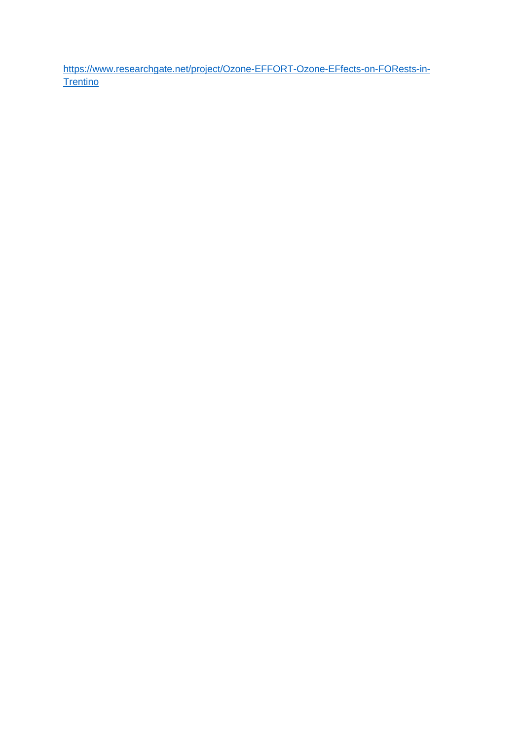https://www.researchgate.net/project/Ozone-EFFORT-Ozone-EFfects-on-FORests-in-Trentino